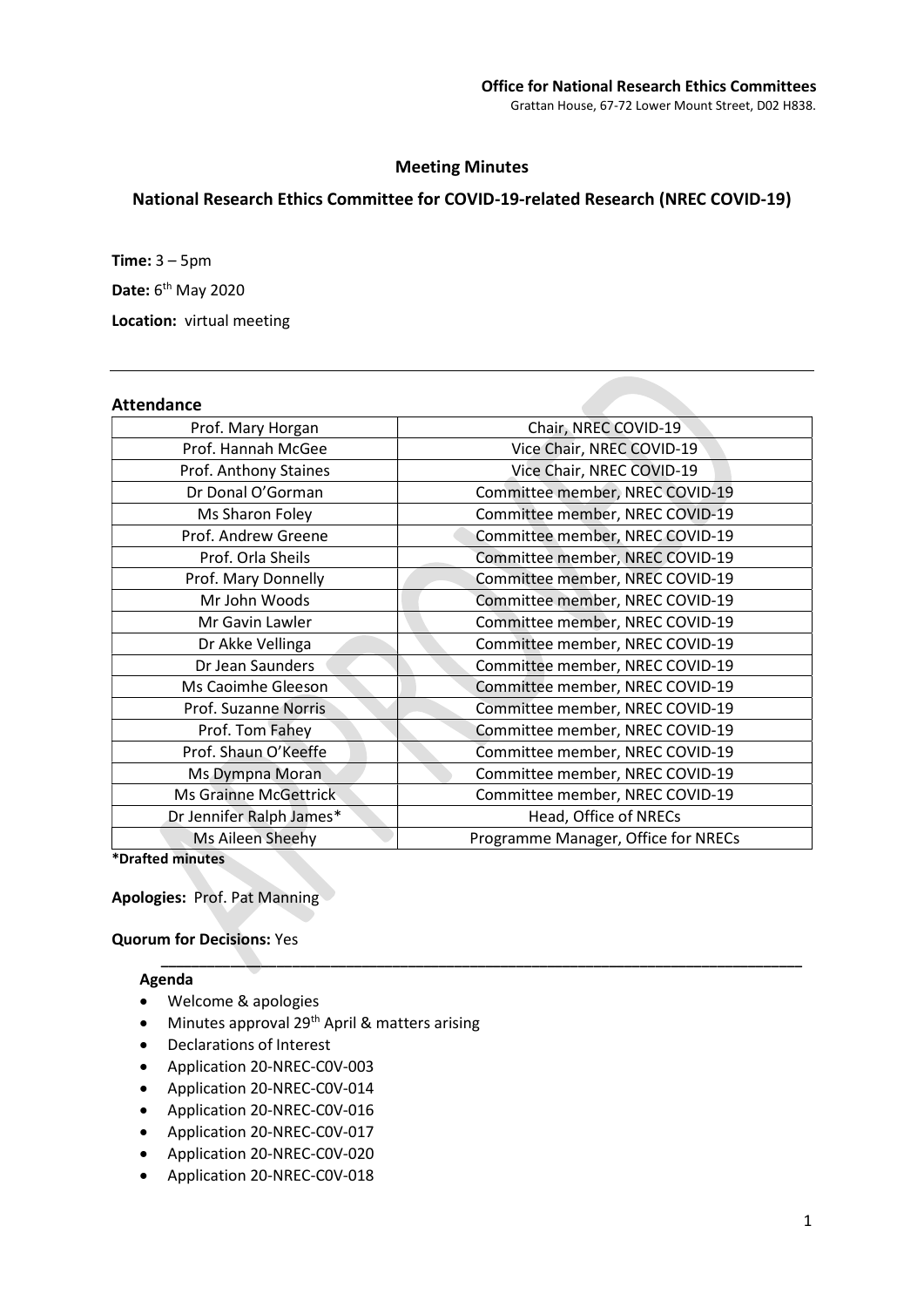**Office for National Research Ethics Committees**
Grattan House, 67-72 Lower Mount Street, D02 H838.

# Meeting Minutes

## National Research Ethics Committee for COVID-19-related Research (NREC COVID-19)

**Time:** 3 – 5pm

**Date:** 6th May 2020

**Location:** virtual meeting

---

### Attendance

| Name | Role |
|---|---|
| Prof. Mary Horgan | Chair, NREC COVID-19 |
| Prof. Hannah McGee | Vice Chair, NREC COVID-19 |
| Prof. Anthony Staines | Vice Chair, NREC COVID-19 |
| Dr Donal O'Gorman | Committee member, NREC COVID-19 |
| Ms Sharon Foley | Committee member, NREC COVID-19 |
| Prof. Andrew Greene | Committee member, NREC COVID-19 |
| Prof. Orla Sheils | Committee member, NREC COVID-19 |
| Prof. Mary Donnelly | Committee member, NREC COVID-19 |
| Mr John Woods | Committee member, NREC COVID-19 |
| Mr Gavin Lawler | Committee member, NREC COVID-19 |
| Dr Akke Vellinga | Committee member, NREC COVID-19 |
| Dr Jean Saunders | Committee member, NREC COVID-19 |
| Ms Caoimhe Gleeson | Committee member, NREC COVID-19 |
| Prof. Suzanne Norris | Committee member, NREC COVID-19 |
| Prof. Tom Fahey | Committee member, NREC COVID-19 |
| Prof. Shaun O'Keeffe | Committee member, NREC COVID-19 |
| Ms Dympna Moran | Committee member, NREC COVID-19 |
| Ms Grainne McGettrick | Committee member, NREC COVID-19 |
| Dr Jennifer Ralph James* | Head, Office of NRECs |
| Ms Aileen Sheehy | Programme Manager, Office for NRECs |

**\*Drafted minutes**

**Apologies:** Prof. Pat Manning

**Quorum for Decisions:** Yes

---

**Agenda**

- Welcome & apologies
- Minutes approval 29th April & matters arising
- Declarations of Interest
- Application 20-NREC-C0V-003
- Application 20-NREC-C0V-014
- Application 20-NREC-C0V-016
- Application 20-NREC-C0V-017
- Application 20-NREC-C0V-020
- Application 20-NREC-C0V-018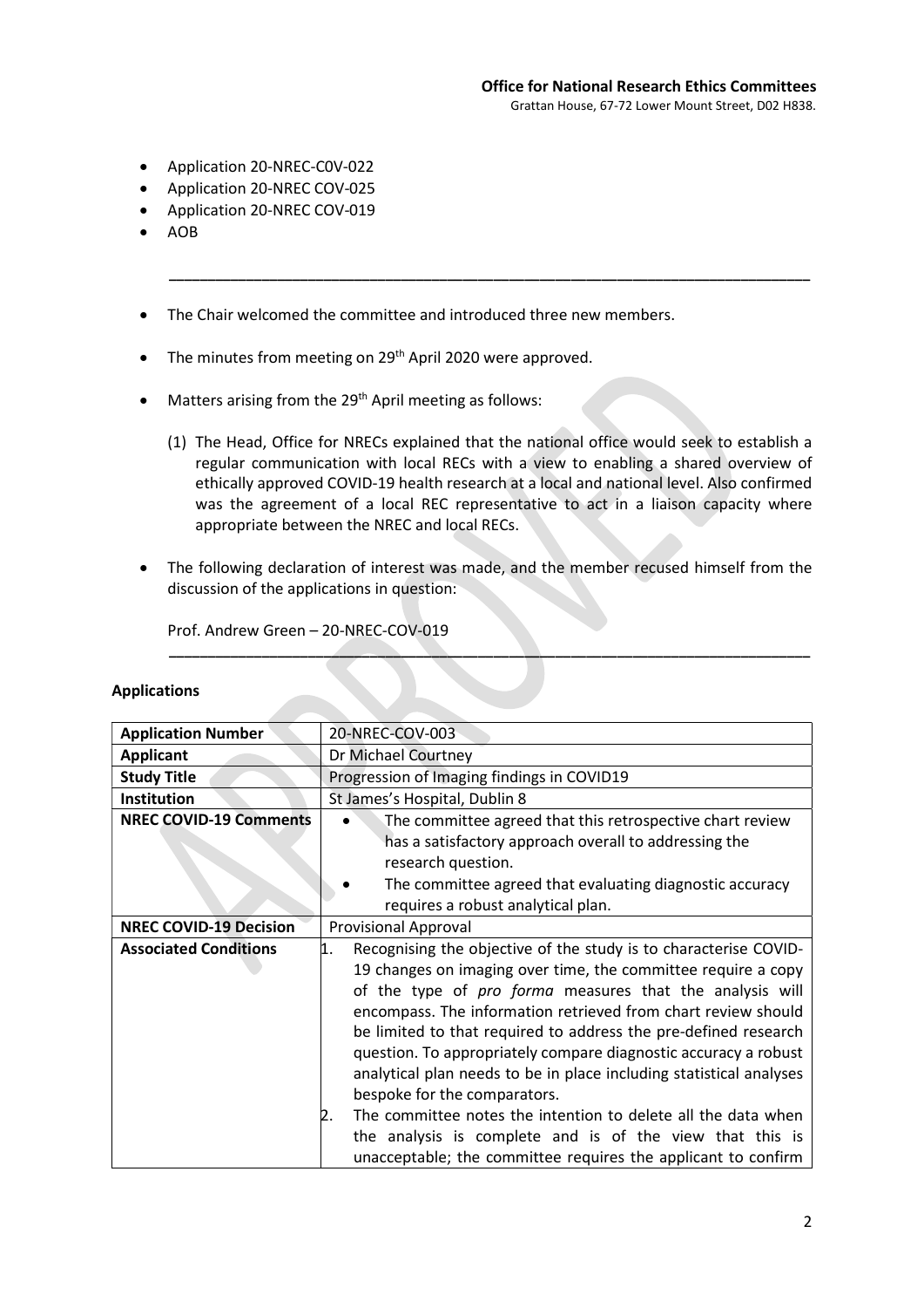**Office for National Research Ethics Committees**
Grattan House, 67-72 Lower Mount Street, D02 H838.

- Application 20-NREC-C0V-022
- Application 20-NREC COV-025
- Application 20-NREC COV-019
- AOB

---

- The Chair welcomed the committee and introduced three new members.
- The minutes from meeting on 29th April 2020 were approved.
- Matters arising from the 29th April meeting as follows:
    (1) The Head, Office for NRECs explained that the national office would seek to establish a regular communication with local RECs with a view to enabling a shared overview of ethically approved COVID-19 health research at a local and national level. Also confirmed was the agreement of a local REC representative to act in a liaison capacity where appropriate between the NREC and local RECs.
- The following declaration of interest was made, and the member recused himself from the discussion of the applications in question:

  Prof. Andrew Green – 20-NREC-COV-019

---

**Applications**

| **Application Number** | 20-NREC-COV-003 |
|---|---|
| **Applicant** | Dr Michael Courtney |
| **Study Title** | Progression of Imaging findings in COVID19 |
| **Institution** | St James's Hospital, Dublin 8 |
| **NREC COVID-19 Comments** | • The committee agreed that this retrospective chart review has a satisfactory approach overall to addressing the research question.<br>• The committee agreed that evaluating diagnostic accuracy requires a robust analytical plan. |
| **NREC COVID-19 Decision** | Provisional Approval |
| **Associated Conditions** | 1. Recognising the objective of the study is to characterise COVID-19 changes on imaging over time, the committee require a copy of the type of *pro forma* measures that the analysis will encompass. The information retrieved from chart review should be limited to that required to address the pre-defined research question. To appropriately compare diagnostic accuracy a robust analytical plan needs to be in place including statistical analyses bespoke for the comparators.<br>2. The committee notes the intention to delete all the data when the analysis is complete and is of the view that this is unacceptable; the committee requires the applicant to confirm |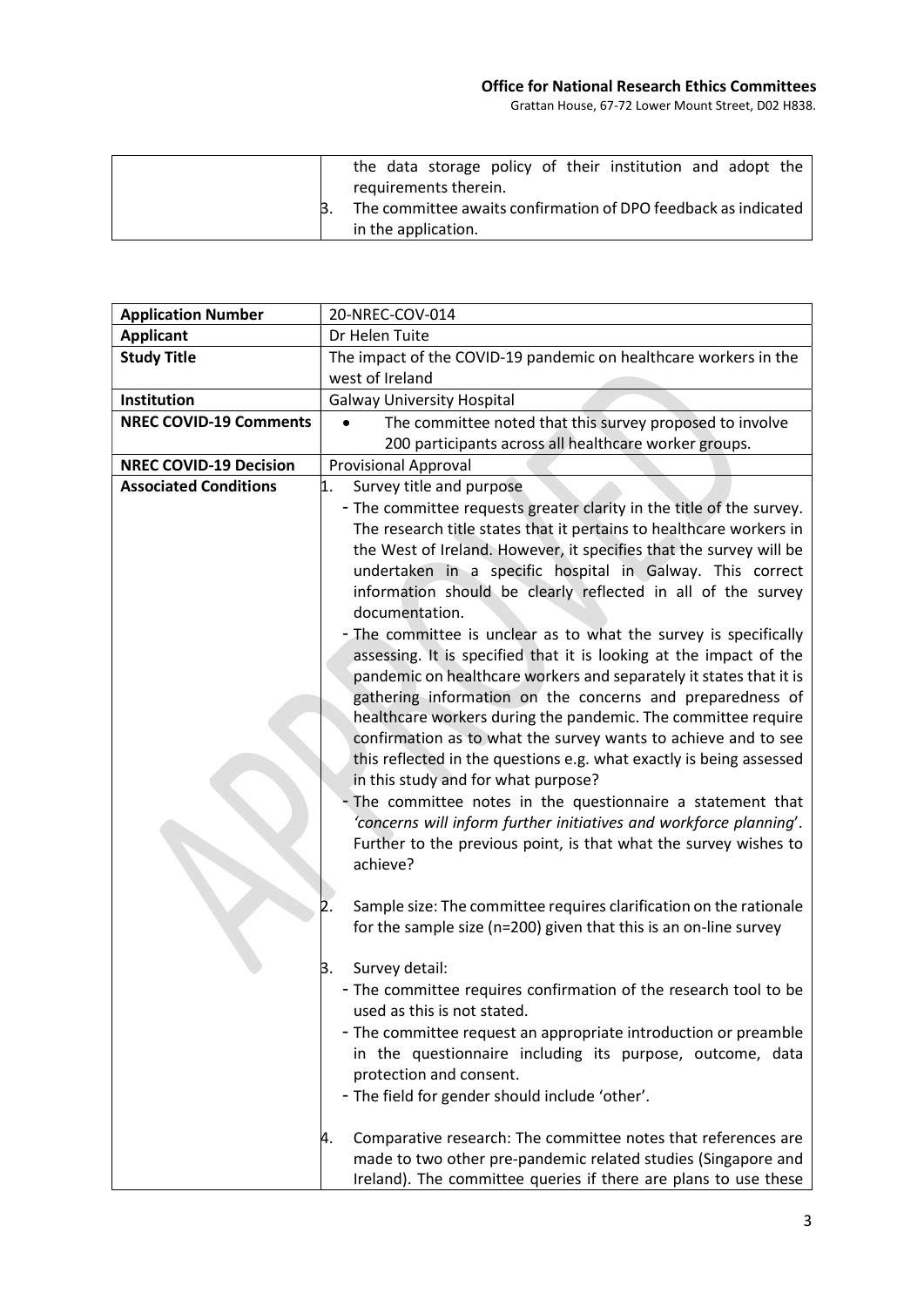| | |
|---|---|
| | the data storage policy of their institution and adopt the requirements therein.<br>3. The committee awaits confirmation of DPO feedback as indicated in the application. |

| | |
|---|---|
| **Application Number** | 20-NREC-COV-014 |
| **Applicant** | Dr Helen Tuite |
| **Study Title** | The impact of the COVID-19 pandemic on healthcare workers in the west of Ireland |
| **Institution** | Galway University Hospital |
| **NREC COVID-19 Comments** | • The committee noted that this survey proposed to involve 200 participants across all healthcare worker groups. |
| **NREC COVID-19 Decision** | Provisional Approval |
| **Associated Conditions** | 1. Survey title and purpose<br>- The committee requests greater clarity in the title of the survey. The research title states that it pertains to healthcare workers in the West of Ireland. However, it specifies that the survey will be undertaken in a specific hospital in Galway. This correct information should be clearly reflected in all of the survey documentation.<br>- The committee is unclear as to what the survey is specifically assessing. It is specified that it is looking at the impact of the pandemic on healthcare workers and separately it states that it is gathering information on the concerns and preparedness of healthcare workers during the pandemic. The committee require confirmation as to what the survey wants to achieve and to see this reflected in the questions e.g. what exactly is being assessed in this study and for what purpose?<br>- The committee notes in the questionnaire a statement that *'concerns will inform further initiatives and workforce planning*'. Further to the previous point, is that what the survey wishes to achieve?<br><br>2. Sample size: The committee requires clarification on the rationale for the sample size (n=200) given that this is an on-line survey<br><br>3. Survey detail:<br>- The committee requires confirmation of the research tool to be used as this is not stated.<br>- The committee request an appropriate introduction or preamble in the questionnaire including its purpose, outcome, data protection and consent.<br>- The field for gender should include 'other'.<br><br>4. Comparative research: The committee notes that references are made to two other pre-pandemic related studies (Singapore and Ireland). The committee queries if there are plans to use these |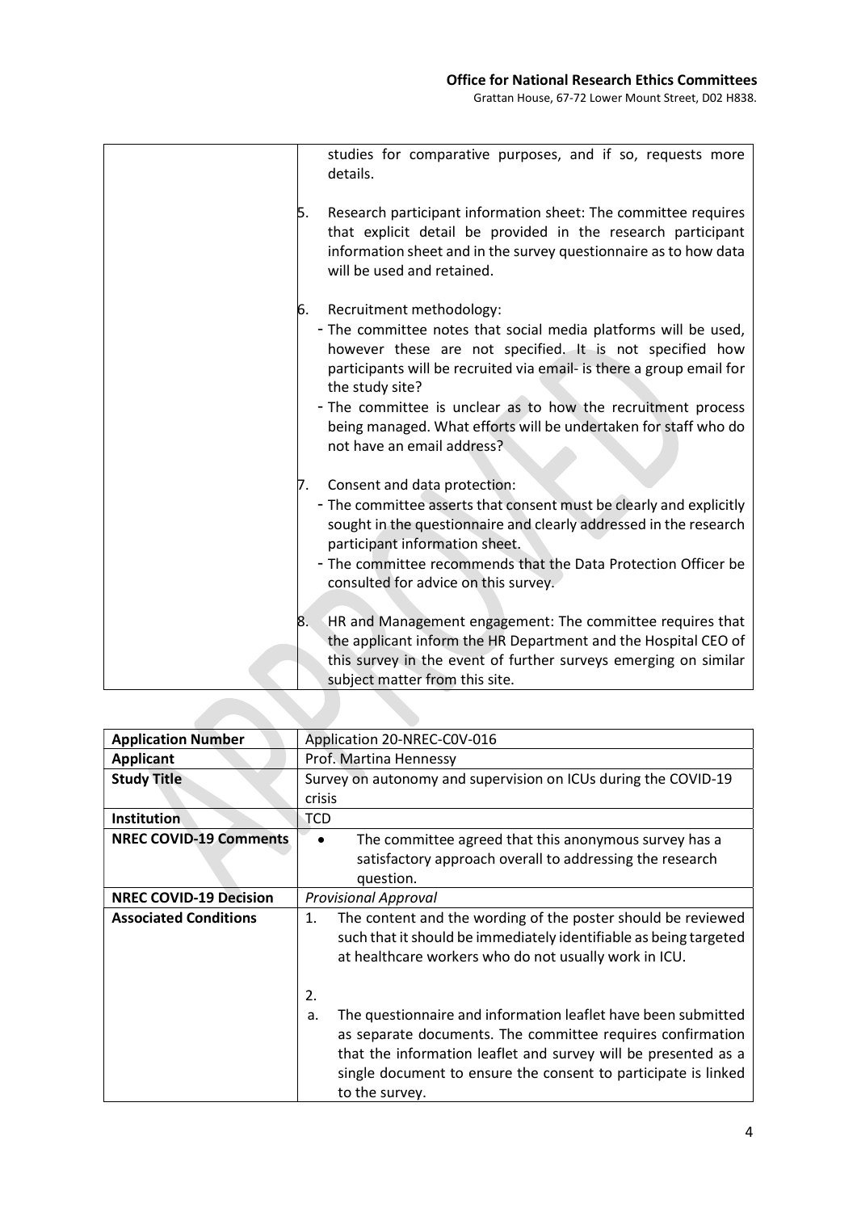| | |
|---|---|
| | studies for comparative purposes, and if so, requests more details.<br><br>5. Research participant information sheet: The committee requires that explicit detail be provided in the research participant information sheet and in the survey questionnaire as to how data will be used and retained.<br><br>6. Recruitment methodology:<br>- The committee notes that social media platforms will be used, however these are not specified. It is not specified how participants will be recruited via email- is there a group email for the study site?<br>- The committee is unclear as to how the recruitment process being managed. What efforts will be undertaken for staff who do not have an email address?<br><br>7. Consent and data protection:<br>- The committee asserts that consent must be clearly and explicitly sought in the questionnaire and clearly addressed in the research participant information sheet.<br>- The committee recommends that the Data Protection Officer be consulted for advice on this survey.<br><br>8. HR and Management engagement: The committee requires that the applicant inform the HR Department and the Hospital CEO of this survey in the event of further surveys emerging on similar subject matter from this site. |

| **Application Number** | Application 20-NREC-C0V-016 |
|---|---|
| **Applicant** | Prof. Martina Hennessy |
| **Study Title** | Survey on autonomy and supervision on ICUs during the COVID-19 crisis |
| **Institution** | TCD |
| **NREC COVID-19 Comments** | • The committee agreed that this anonymous survey has a satisfactory approach overall to addressing the research question. |
| **NREC COVID-19 Decision** | *Provisional Approval* |
| **Associated Conditions** | 1. The content and the wording of the poster should be reviewed such that it should be immediately identifiable as being targeted at healthcare workers who do not usually work in ICU.<br><br>2.<br>a. The questionnaire and information leaflet have been submitted as separate documents. The committee requires confirmation that the information leaflet and survey will be presented as a single document to ensure the consent to participate is linked to the survey. |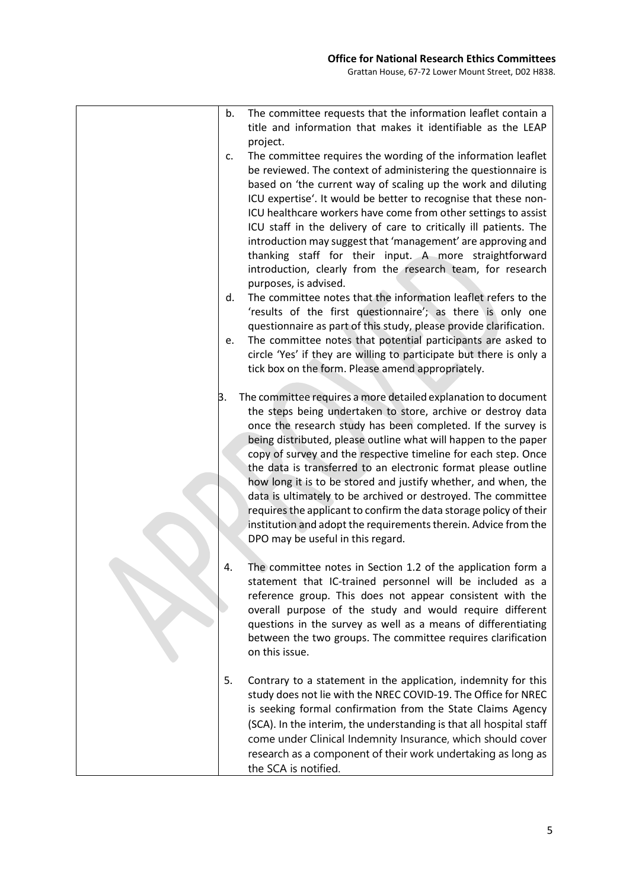| | |
|---|---|
| | b. The committee requests that the information leaflet contain a title and information that makes it identifiable as the LEAP project.<br>c. The committee requires the wording of the information leaflet be reviewed. The context of administering the questionnaire is based on 'the current way of scaling up the work and diluting ICU expertise'. It would be better to recognise that these non-ICU healthcare workers have come from other settings to assist ICU staff in the delivery of care to critically ill patients. The introduction may suggest that 'management' are approving and thanking staff for their input. A more straightforward introduction, clearly from the research team, for research purposes, is advised.<br>d. The committee notes that the information leaflet refers to the 'results of the first questionnaire'; as there is only one questionnaire as part of this study, please provide clarification.<br>e. The committee notes that potential participants are asked to circle 'Yes' if they are willing to participate but there is only a tick box on the form. Please amend appropriately.<br><br>3. The committee requires a more detailed explanation to document the steps being undertaken to store, archive or destroy data once the research study has been completed. If the survey is being distributed, please outline what will happen to the paper copy of survey and the respective timeline for each step. Once the data is transferred to an electronic format please outline how long it is to be stored and justify whether, and when, the data is ultimately to be archived or destroyed. The committee requires the applicant to confirm the data storage policy of their institution and adopt the requirements therein. Advice from the DPO may be useful in this regard.<br><br>4. The committee notes in Section 1.2 of the application form a statement that IC-trained personnel will be included as a reference group. This does not appear consistent with the overall purpose of the study and would require different questions in the survey as well as a means of differentiating between the two groups. The committee requires clarification on this issue.<br><br>5. Contrary to a statement in the application, indemnity for this study does not lie with the NREC COVID-19. The Office for NREC is seeking formal confirmation from the State Claims Agency (SCA). In the interim, the understanding is that all hospital staff come under Clinical Indemnity Insurance, which should cover research as a component of their work undertaking as long as the SCA is notified. |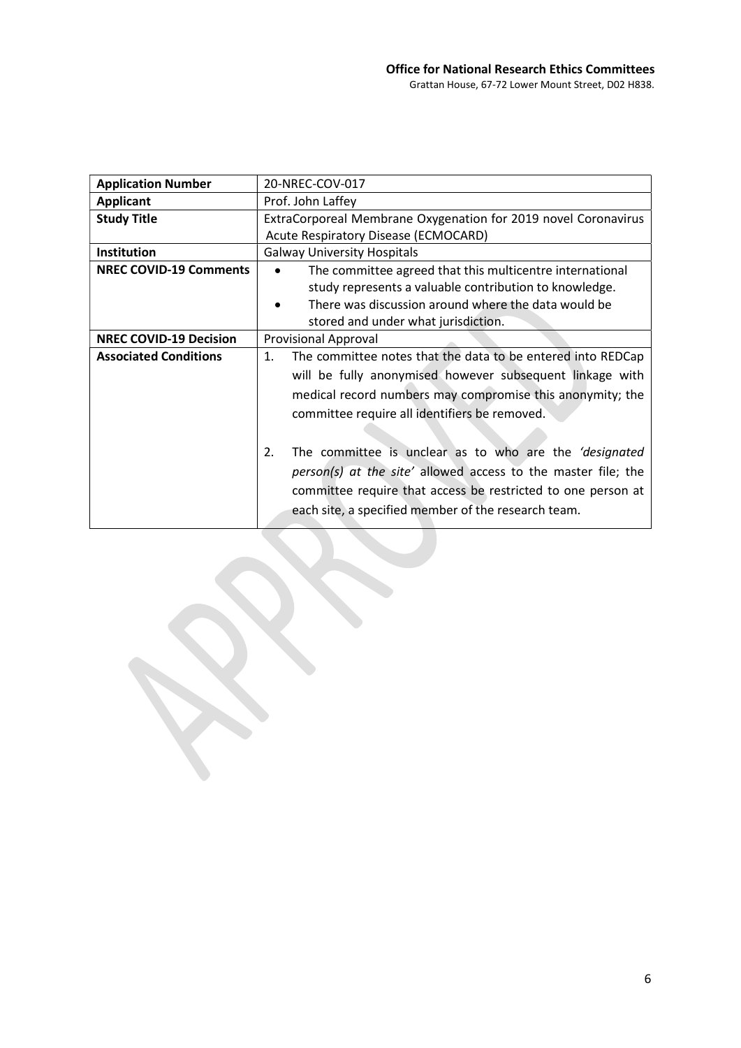| Application Number | 20-NREC-COV-017 |
|---|---|
| Applicant | Prof. John Laffey |
| Study Title | ExtraCorporeal Membrane Oxygenation for 2019 novel Coronavirus Acute Respiratory Disease (ECMOCARD) |
| Institution | Galway University Hospitals |
| NREC COVID-19 Comments | • The committee agreed that this multicentre international study represents a valuable contribution to knowledge. <br> • There was discussion around where the data would be stored and under what jurisdiction. |
| NREC COVID-19 Decision | Provisional Approval |
| Associated Conditions | 1. The committee notes that the data to be entered into REDCap will be fully anonymised however subsequent linkage with medical record numbers may compromise this anonymity; the committee require all identifiers be removed. <br><br> 2. The committee is unclear as to who are the *'designated person(s) at the site'* allowed access to the master file; the committee require that access be restricted to one person at each site, a specified member of the research team. |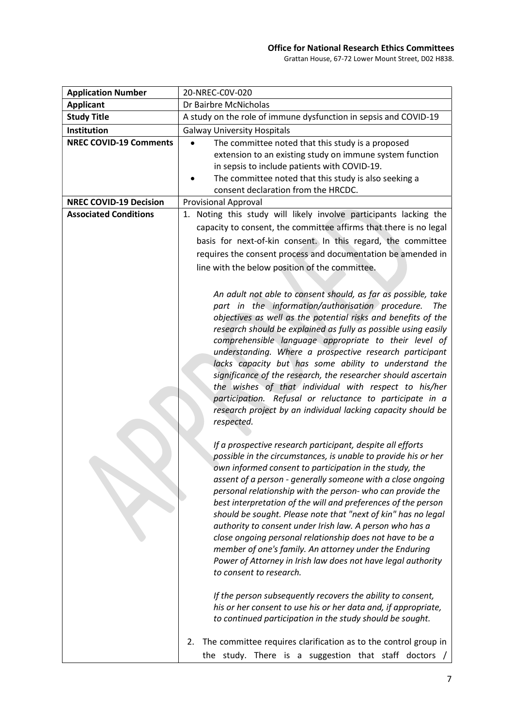| Application Number | 20-NREC-C0V-020 |
|---|---|
| **Applicant** | Dr Bairbre McNicholas |
| **Study Title** | A study on the role of immune dysfunction in sepsis and COVID-19 |
| **Institution** | Galway University Hospitals |
| **NREC COVID-19 Comments** | • The committee noted that this study is a proposed extension to an existing study on immune system function in sepsis to include patients with COVID-19.<br>• The committee noted that this study is also seeking a consent declaration from the HRCDC. |
| **NREC COVID-19 Decision** | Provisional Approval |
| **Associated Conditions** | 1. Noting this study will likely involve participants lacking the capacity to consent, the committee affirms that there is no legal basis for next-of-kin consent. In this regard, the committee requires the consent process and documentation be amended in line with the below position of the committee.<br><br>*An adult not able to consent should, as far as possible, take part in the information/authorisation procedure. The objectives as well as the potential risks and benefits of the research should be explained as fully as possible using easily comprehensible language appropriate to their level of understanding. Where a prospective research participant lacks capacity but has some ability to understand the significance of the research, the researcher should ascertain the wishes of that individual with respect to his/her participation. Refusal or reluctance to participate in a research project by an individual lacking capacity should be respected.*<br><br>*If a prospective research participant, despite all efforts possible in the circumstances, is unable to provide his or her own informed consent to participation in the study, the assent of a person - generally someone with a close ongoing personal relationship with the person- who can provide the best interpretation of the will and preferences of the person should be sought. Please note that "next of kin" has no legal authority to consent under Irish law. A person who has a close ongoing personal relationship does not have to be a member of one's family. An attorney under the Enduring Power of Attorney in Irish law does not have legal authority to consent to research.*<br><br>*If the person subsequently recovers the ability to consent, his or her consent to use his or her data and, if appropriate, to continued participation in the study should be sought.*<br><br>2. The committee requires clarification as to the control group in the study. There is a suggestion that staff doctors / |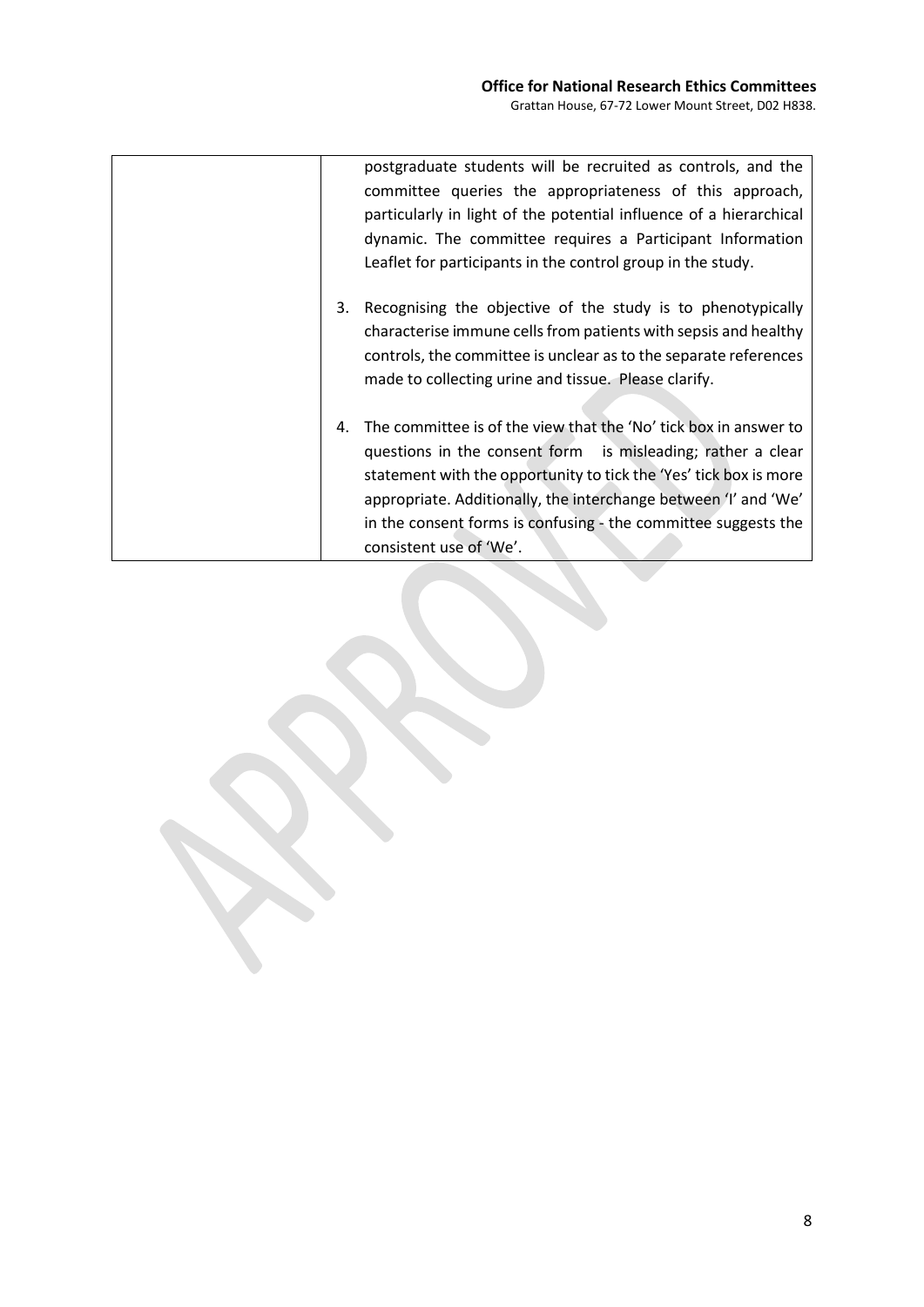| | postgraduate students will be recruited as controls, and the committee queries the appropriateness of this approach, particularly in light of the potential influence of a hierarchical dynamic. The committee requires a Participant Information Leaflet for participants in the control group in the study.<br><br>3. Recognising the objective of the study is to phenotypically characterise immune cells from patients with sepsis and healthy controls, the committee is unclear as to the separate references made to collecting urine and tissue. Please clarify.<br><br>4. The committee is of the view that the 'No' tick box in answer to questions in the consent form is misleading; rather a clear statement with the opportunity to tick the 'Yes' tick box is more appropriate. Additionally, the interchange between 'I' and 'We' in the consent forms is confusing - the committee suggests the consistent use of 'We'. |
|---|---|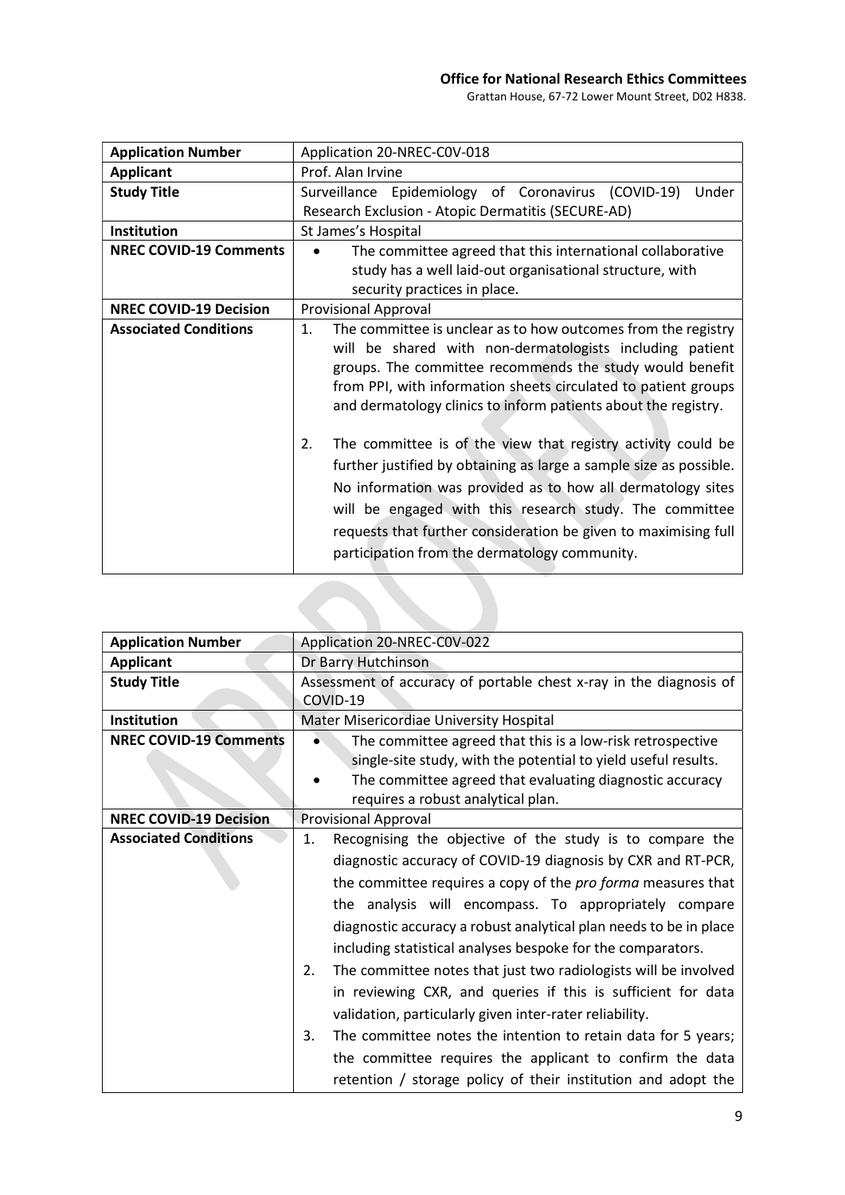| Application Number | Application 20-NREC-C0V-018 |
|---|---|
| **Applicant** | Prof. Alan Irvine |
| **Study Title** | Surveillance Epidemiology of Coronavirus (COVID-19) Under Research Exclusion - Atopic Dermatitis (SECURE-AD) |
| **Institution** | St James's Hospital |
| **NREC COVID-19 Comments** | • The committee agreed that this international collaborative study has a well laid-out organisational structure, with security practices in place. |
| **NREC COVID-19 Decision** | Provisional Approval |
| **Associated Conditions** | 1. The committee is unclear as to how outcomes from the registry will be shared with non-dermatologists including patient groups. The committee recommends the study would benefit from PPI, with information sheets circulated to patient groups and dermatology clinics to inform patients about the registry.<br><br>2. The committee is of the view that registry activity could be further justified by obtaining as large a sample size as possible. No information was provided as to how all dermatology sites will be engaged with this research study. The committee requests that further consideration be given to maximising full participation from the dermatology community. |

| Application Number | Application 20-NREC-C0V-022 |
|---|---|
| **Applicant** | Dr Barry Hutchinson |
| **Study Title** | Assessment of accuracy of portable chest x-ray in the diagnosis of COVID-19 |
| **Institution** | Mater Misericordiae University Hospital |
| **NREC COVID-19 Comments** | • The committee agreed that this is a low-risk retrospective single-site study, with the potential to yield useful results.<br>• The committee agreed that evaluating diagnostic accuracy requires a robust analytical plan. |
| **NREC COVID-19 Decision** | Provisional Approval |
| **Associated Conditions** | 1. Recognising the objective of the study is to compare the diagnostic accuracy of COVID-19 diagnosis by CXR and RT-PCR, the committee requires a copy of the *pro forma* measures that the analysis will encompass. To appropriately compare diagnostic accuracy a robust analytical plan needs to be in place including statistical analyses bespoke for the comparators.<br>2. The committee notes that just two radiologists will be involved in reviewing CXR, and queries if this is sufficient for data validation, particularly given inter-rater reliability.<br>3. The committee notes the intention to retain data for 5 years; the committee requires the applicant to confirm the data retention / storage policy of their institution and adopt the |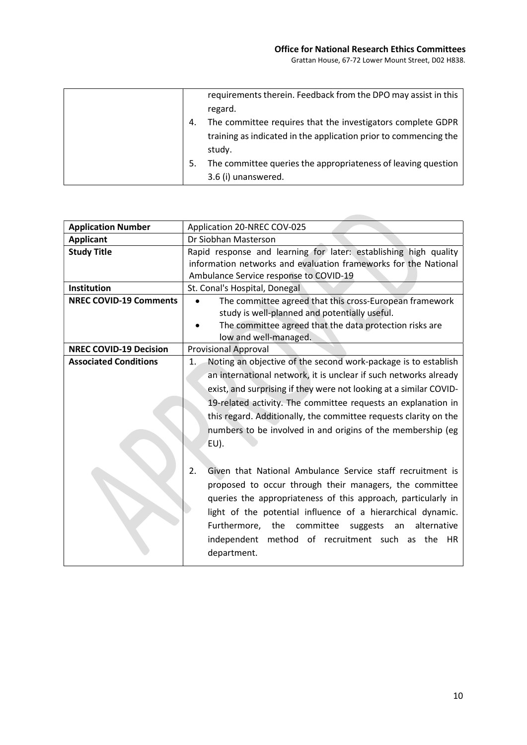| | |
|---|---|
| | requirements therein. Feedback from the DPO may assist in this regard.<br>4. The committee requires that the investigators complete GDPR training as indicated in the application prior to commencing the study.<br>5. The committee queries the appropriateness of leaving question 3.6 (i) unanswered. |

| **Application Number** | Application 20-NREC COV-025 |
|---|---|
| **Applicant** | Dr Siobhan Masterson |
| **Study Title** | Rapid response and learning for later: establishing high quality information networks and evaluation frameworks for the National Ambulance Service response to COVID-19 |
| **Institution** | St. Conal's Hospital, Donegal |
| **NREC COVID-19 Comments** | • The committee agreed that this cross-European framework study is well-planned and potentially useful.<br>• The committee agreed that the data protection risks are low and well-managed. |
| **NREC COVID-19 Decision** | Provisional Approval |
| **Associated Conditions** | 1. Noting an objective of the second work-package is to establish an international network, it is unclear if such networks already exist, and surprising if they were not looking at a similar COVID-19-related activity. The committee requests an explanation in this regard. Additionally, the committee requests clarity on the numbers to be involved in and origins of the membership (eg EU).<br><br>2. Given that National Ambulance Service staff recruitment is proposed to occur through their managers, the committee queries the appropriateness of this approach, particularly in light of the potential influence of a hierarchical dynamic. Furthermore, the committee suggests an alternative independent method of recruitment such as the HR department. |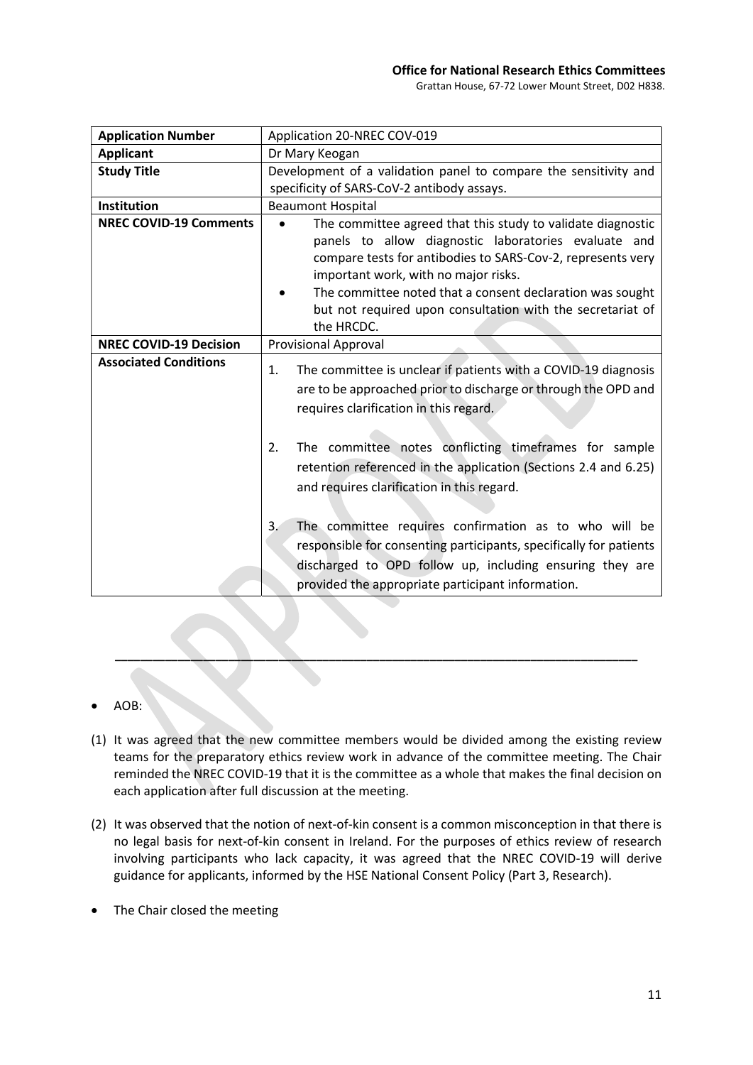| | |
|---|---|
| **Application Number** | Application 20-NREC COV-019 |
| **Applicant** | Dr Mary Keogan |
| **Study Title** | Development of a validation panel to compare the sensitivity and specificity of SARS-CoV-2 antibody assays. |
| **Institution** | Beaumont Hospital |
| **NREC COVID-19 Comments** | • The committee agreed that this study to validate diagnostic panels to allow diagnostic laboratories evaluate and compare tests for antibodies to SARS-Cov-2, represents very important work, with no major risks.<br>• The committee noted that a consent declaration was sought but not required upon consultation with the secretariat of the HRCDC. |
| **NREC COVID-19 Decision** | Provisional Approval |
| **Associated Conditions** | 1. The committee is unclear if patients with a COVID-19 diagnosis are to be approached prior to discharge or through the OPD and requires clarification in this regard.<br><br>2. The committee notes conflicting timeframes for sample retention referenced in the application (Sections 2.4 and 6.25) and requires clarification in this regard.<br><br>3. The committee requires confirmation as to who will be responsible for consenting participants, specifically for patients discharged to OPD follow up, including ensuring they are provided the appropriate participant information. |

---

- AOB:

(1) It was agreed that the new committee members would be divided among the existing review teams for the preparatory ethics review work in advance of the committee meeting. The Chair reminded the NREC COVID-19 that it is the committee as a whole that makes the final decision on each application after full discussion at the meeting.

(2) It was observed that the notion of next-of-kin consent is a common misconception in that there is no legal basis for next-of-kin consent in Ireland. For the purposes of ethics review of research involving participants who lack capacity, it was agreed that the NREC COVID-19 will derive guidance for applicants, informed by the HSE National Consent Policy (Part 3, Research).

- The Chair closed the meeting